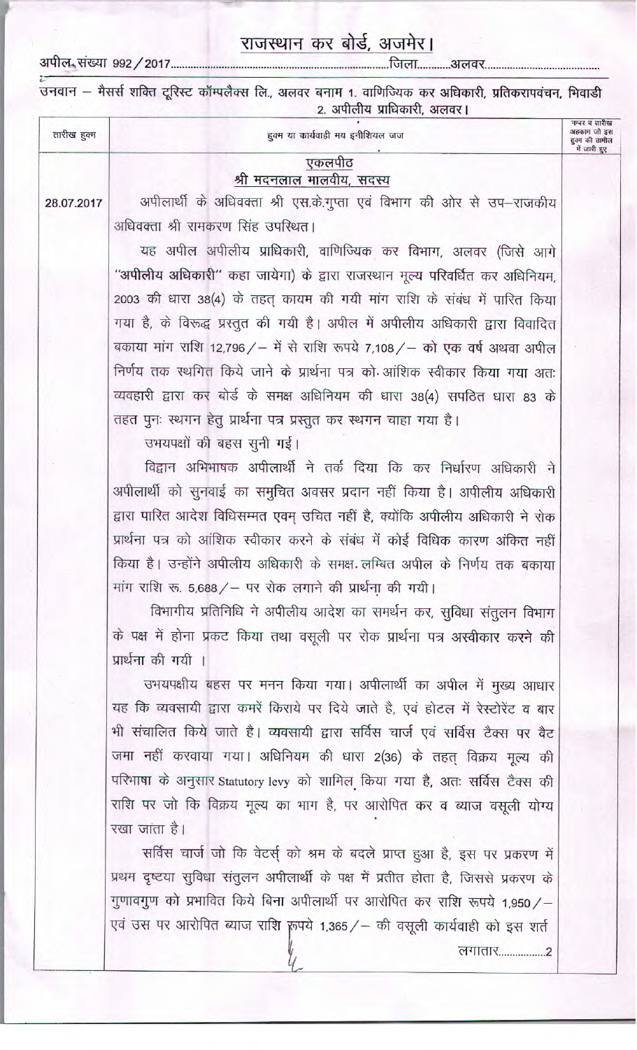# राजस्थान कर बोर्ड, अजमेर।

अपील संख्या 992/2017.............................................................जिला...........अलवर.......................................

उनवान – मैसर्स शक्ति टूरिस्ट कॉम्पलैक्स लि., अलवर बनाम 1. वाणिज्यिक कर अधिकारी, प्रतिकरापवंचन, भिवाडी
2. अपीलीय प्राधिकारी, अलवर।

| तारीख हुक्म | हुक्म या कार्यवाही मय इनीशियल जज | नम्बर व तारीख अहकाम जो इस हुक्म की तामील में जारी हुए |
| --- | --- | --- |
| | **एकलपीठ**<br>**श्री मदनलाल मालवीय, सदस्य** | |
| 28.07.2017 | अपीलार्थी के अधिवक्ता श्री एस.के.गुप्ता एवं विभाग की ओर से उप–राजकीय अधिवक्ता श्री रामकरण सिंह उपस्थित।<br><br>यह अपील अपीलीय प्राधिकारी, वाणिज्यिक कर विभाग, अलवर (जिसे आगे **"अपीलीय अधिकारी"** कहा जायेगा) के द्वारा राजस्थान मूल्य परिवर्धित कर अधिनियम, 2003 की धारा 38(4) के तहत् कायम की गयी मांग राशि के संबंध में पारित किया गया है, के विरूद्ध प्रस्तुत की गयी है। अपील में अपीलीय अधिकारी द्वारा विवादित बकाया मांग राशि 12,796/– में से राशि रूपये 7,108/– को एक वर्ष अथवा अपील निर्णय तक स्थगित किये जाने के प्रार्थना पत्र को आंशिक स्वीकार किया गया अतः व्यवहारी द्वारा कर बोर्ड के समक्ष अधिनियम की धारा 38(4) सपठित धारा 83 के तहत पुनः स्थगन हेतु प्रार्थना पत्र प्रस्तुत कर स्थगन चाहा गया है।<br><br>उभयपक्षों की बहस सुनी गई।<br><br>विद्वान अभिभाषक अपीलार्थी ने तर्क दिया कि कर निर्धारण अधिकारी ने अपीलार्थी को सुनवाई का समुचित अवसर प्रदान नहीं किया है। अपीलीय अधिकारी द्वारा पारित आदेश विधिसम्मत एवम् उचित नहीं है, क्योंकि अपीलीय अधिकारी ने रोक प्रार्थना पत्र को आंशिक स्वीकार करने के संबंध में कोई विधिक कारण अंकित नहीं किया है। उन्होंने अपीलीय अधिकारी के समक्ष लम्बित अपील के निर्णय तक बकाया मांग राशि रू. 5,688/– पर रोक लगाने की प्रार्थना की गयी।<br><br>विभागीय प्रतिनिधि ने अपीलीय आदेश का समर्थन कर, सुविधा संतुलन विभाग के पक्ष में होना प्रकट किया तथा वसूली पर रोक प्रार्थना पत्र अस्वीकार करने की प्रार्थना की गयी ।<br><br>उभयपक्षीय बहस पर मनन किया गया। अपीलार्थी का अपील में मुख्य आधार यह कि व्यवसायी द्वारा कमरें किराये पर दिये जाते है, एवं होटल में रेस्टोरेंट व बार भी संचालित किये जाते है। व्यवसायी द्वारा सर्विस चार्ज एवं सर्विस टैक्स पर वैट जमा नहीं करवाया गया। अधिनियम की धारा 2(36) के तहत् विक्रय मूल्य की परिभाषा के अनुसार Statutory levy को शामिल किया गया है, अतः सर्विस टैक्स की राशि पर जो कि विक्रय मूल्य का भाग है, पर आरोपित कर व ब्याज वसूली योग्य रखा जाता है।<br><br>सर्विस चार्ज जो कि वेटर्स् को श्रम के बदले प्राप्त हुआ है, इस पर प्रकरण में प्रथम दृष्टया सुविधा संतुलन अपीलार्थी के पक्ष में प्रतीत होता है, जिससे प्रकरण के गुणावगुण को प्रभावित किये बिना अपीलार्थी पर आरोपित कर राशि रूपये 1,950/– एवं उस पर आरोपित ब्याज राशि रूपये 1,365/– की वसूली कार्यवाही को इस शर्त<br><br>लगातार................2 | |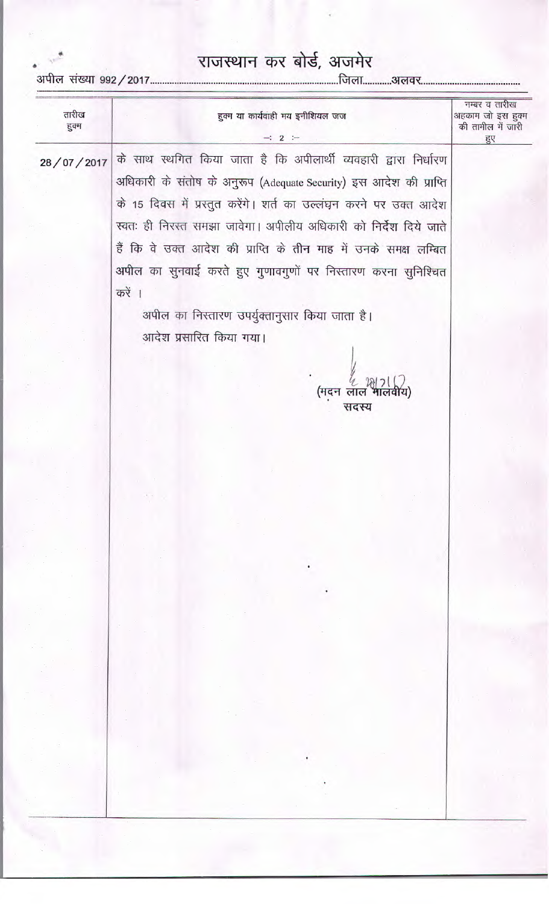# राजस्थान कर बोर्ड, अजमेर

अपील संख्या 992/2017............................................................................जिला...........अलवर.........................................

| तारीख हुक्म | हुक्म या कार्यवाही मय इनीशियल जज<br>-: 2 :- | नम्बर व तारीख अहकाम जो इस हुक्म की तामील में जारी हुए |
|---|---|---|
| 28/07/2017 | के साथ स्थगित किया जाता है कि अपीलार्थी व्यवहारी द्वारा निर्धारण अधिकारी के संतोष के अनुरूप (Adequate Security) इस आदेश की प्राप्ति के 15 दिवस में प्रस्तुत करेंगे। शर्त का उल्लंघन करने पर उक्त आदेश स्वतः ही निरस्त समझा जावेगा। अपीलीय अधिकारी को निर्देश दिये जाते हैं कि वे उक्त आदेश की प्राप्ति के तीन माह में उनके समक्ष लम्बित अपील का सुनवाई करते हुए गुणावगुणों पर निस्तारण करना सुनिश्चित करें ।<br><br>अपील का निस्तारण उपर्युक्तानुसार किया जाता है।<br>आदेश प्रसारित किया गया।<br><br>28/7/17<br>(मदन लाल मालवीय)<br>सदस्य | |